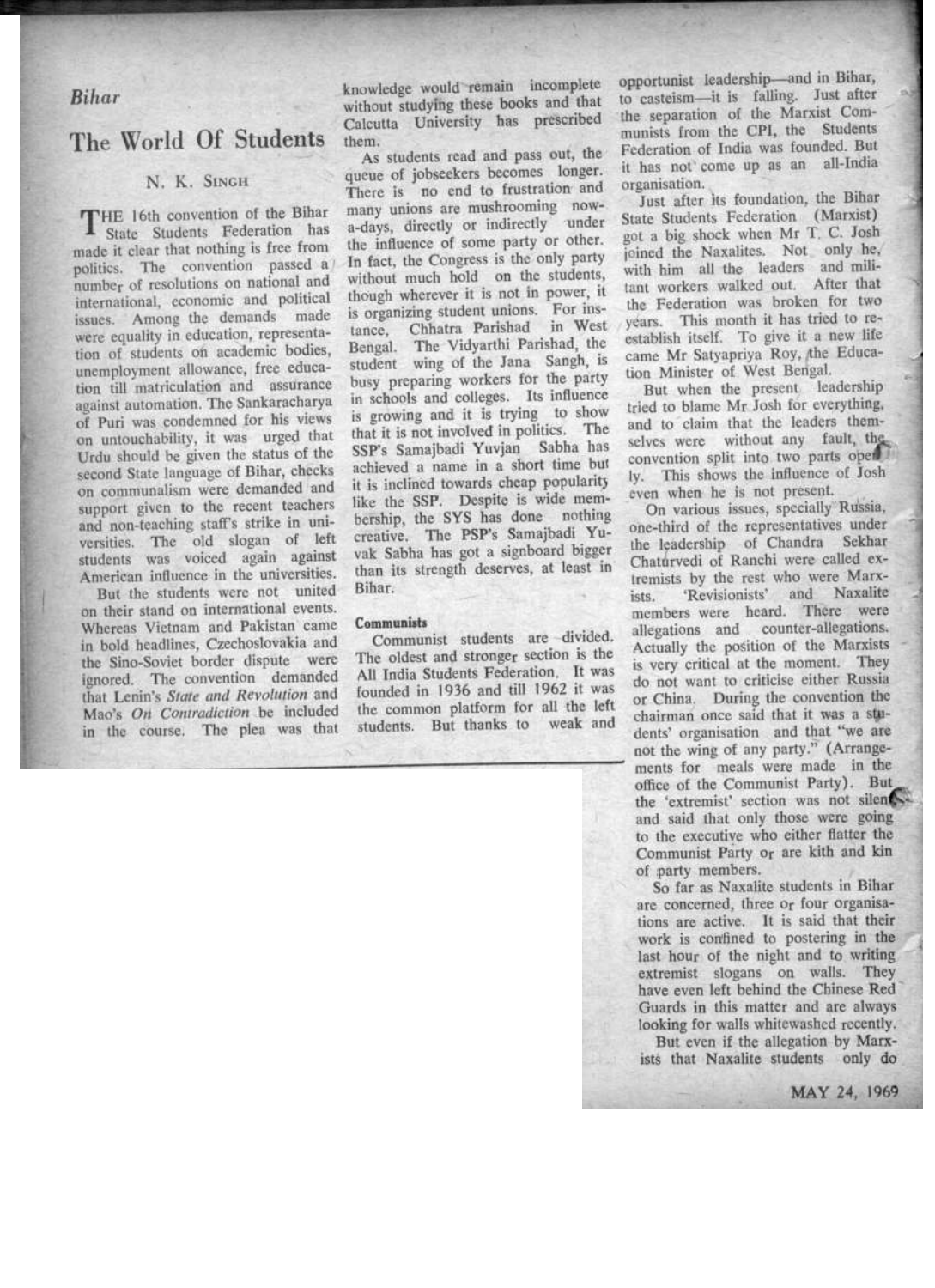*Bihar*

# The World Of Students

N. K. Singh

THE 16th convention of the Bihar State Students Federation has made it clear that nothing is free from politics. The convention passed a number of resolutions on national and international, economic and political issues. Among the demands made were equality in education, representation of students on academic bodies, unemployment allowance, free education till matriculation and assurance against automation. The Sankaracharya of Puri was condemned for his views on untouchability, it was urged that Urdu should be given the status of the second State language of Bihar, checks on communalism were demanded and support given to the recent teachers and non-teaching staff's strike in universities. The old slogan of left students was voiced again against American influence in the universities.

But the students were not united on their stand on international events. Whereas Vietnam and Pakistan came in bold headlines, Czechoslovakia and the Sino-Soviet border dispute were ignored. The convention demanded that Lenin's *State and Revolution* and Mao's *On Contradiction* be included in the course. The plea was that knowledge would remain incomplete without studying these books and that Calcutta University has prescribed them.

As students read and pass out, the queue of jobseekers becomes longer. There is no end to frustration and many unions are mushrooming nowadays, directly or indirectly under the influence of some party or other. In fact, the Congress is the only party without much hold on the students, though wherever it is not in power, it is organizing student unions. For instance, Chhatra Parishad in West Bengal. The Vidyarthi Parishad, the student wing of the Jana Sangh, is busy preparing workers for the party in schools and colleges. Its influence is growing and it is trying to show that it is not involved in politics. The SSP's Samajbadi Yuvjan Sabha has achieved a name in a short time but it is inclined towards cheap popularity like the SSP. Despite is wide membership, the SYS has done nothing creative. The PSP's Samajbadi Yuvak Sabha has got a signboard bigger than its strength deserves, at least in Bihar.

**Communists**

Communist students are divided. The oldest and stronger section is the All India Students Federation. It was founded in 1936 and till 1962 it was the common platform for all the left students. But thanks to weak and opportunist leadership—and in Bihar, to casteism—it is falling. Just after the separation of the Marxist Communists from the CPI, the Students Federation of India was founded. But it has not come up as an all-India organisation.

Just after its foundation, the Bihar State Students Federation (Marxist) got a big shock when Mr T. C. Josh joined the Naxalites. Not only he, with him all the leaders and militant workers walked out. After that the Federation was broken for two years. This month it has tried to reestablish itself. To give it a new life came Mr Satyapriya Roy, the Education Minister of West Bengal.

But when the present leadership tried to blame Mr Josh for everything, and to claim that the leaders themselves were without any fault, the convention split into two parts openly. This shows the influence of Josh even when he is not present.

On various issues, specially Russia, one-third of the representatives under the leadership of Chandra Sekhar Chaturvedi of Ranchi were called extremists by the rest who were Marxists. 'Revisionists' and Naxalite members were heard. There were allegations and counter-allegations. Actually the position of the Marxists is very critical at the moment. They do not want to criticise either Russia or China. During the convention the chairman once said that it was a students' organisation and that "we are not the wing of any party." (Arrangements for meals were made in the office of the Communist Party). But the 'extremist' section was not silent and said that only those were going to the executive who either flatter the Communist Party or are kith and kin of party members.

So far as Naxalite students in Bihar are concerned, three or four organisations are active. It is said that their work is confined to postering in the last hour of the night and to writing extremist slogans on walls. They have even left behind the Chinese Red Guards in this matter and are always looking for walls whitewashed recently.

But even if the allegation by Marxists that Naxalite students only do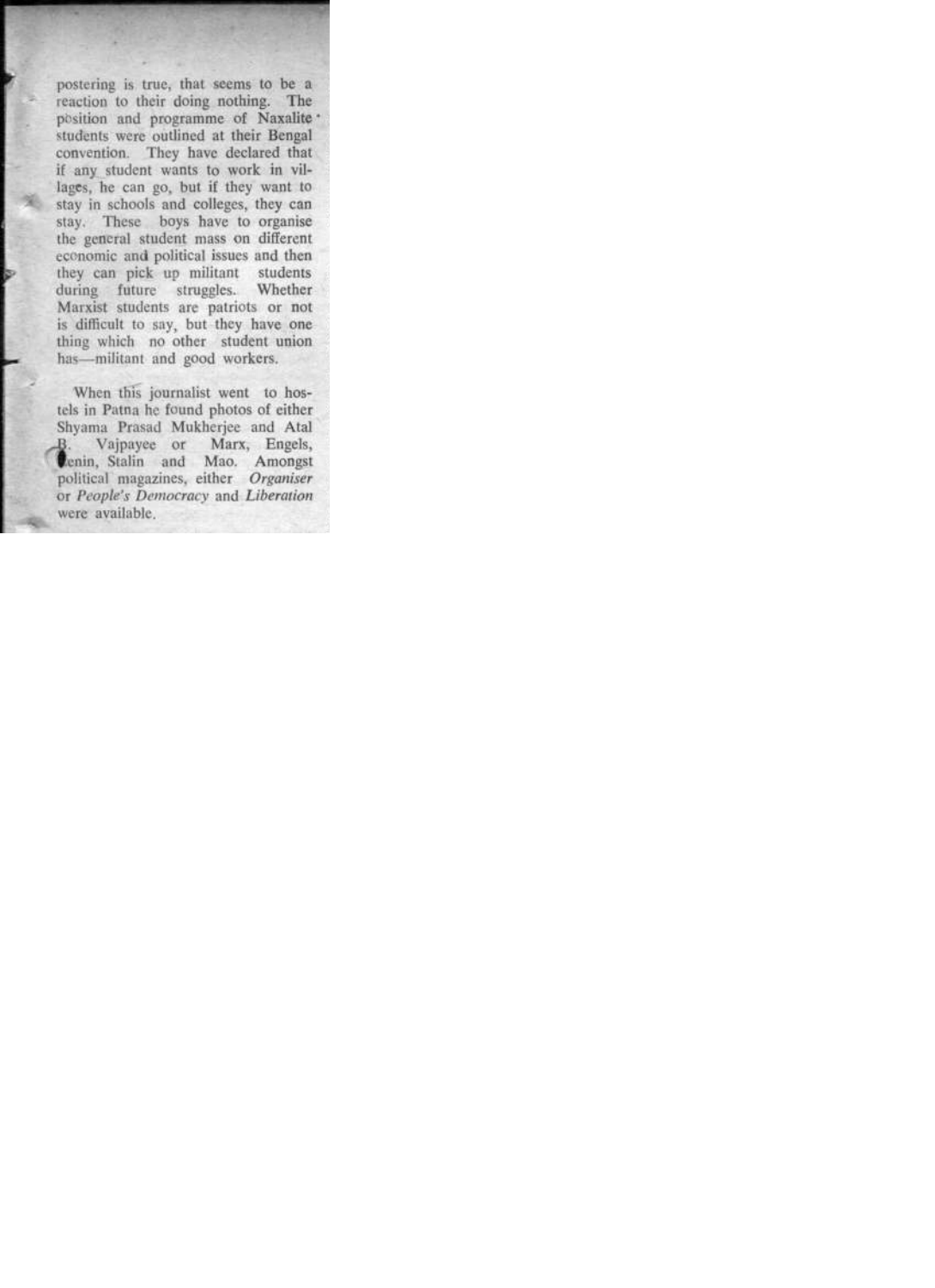postering is true, that seems to be a reaction to their doing nothing. The position and programme of Naxalite students were outlined at their Bengal convention. They have declared that if any student wants to work in villages, he can go, but if they want to stay in schools and colleges, they can stay. These boys have to organise the general student mass on different economic and political issues and then they can pick up militant students during future struggles. Whether Marxist students are patriots or not is difficult to say, but they have one thing which no other student union has—militant and good workers.

When this journalist went to hostels in Patna he found photos of either Shyama Prasad Mukherjee and Atal B. Vajpayee or Marx, Engels, Lenin, Stalin and Mao. Amongst political magazines, either *Organiser* or *People's Democracy* and *Liberation* were available.